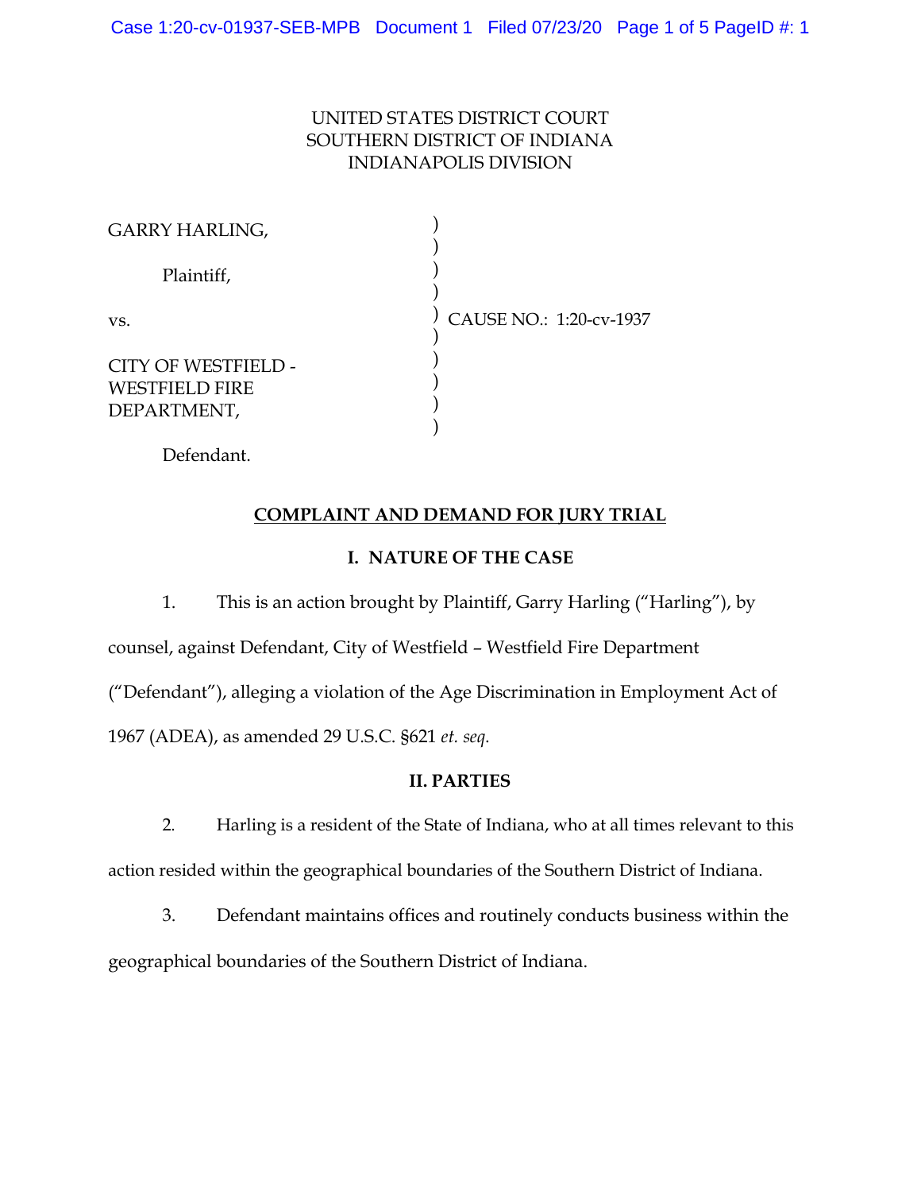UNITED STATES DISTRICT COURT
SOUTHERN DISTRICT OF INDIANA
INDIANAPOLIS DIVISION

GARRY HARLING,

Plaintiff,

vs.

CITY OF WESTFIELD - WESTFIELD FIRE DEPARTMENT,

Defendant.

CAUSE NO.: 1:20-cv-1937

## COMPLAINT AND DEMAND FOR JURY TRIAL

### I. NATURE OF THE CASE

1. This is an action brought by Plaintiff, Garry Harling ("Harling"), by counsel, against Defendant, City of Westfield – Westfield Fire Department ("Defendant"), alleging a violation of the Age Discrimination in Employment Act of 1967 (ADEA), as amended 29 U.S.C. §621 *et. seq*.

### II. PARTIES

2. Harling is a resident of the State of Indiana, who at all times relevant to this action resided within the geographical boundaries of the Southern District of Indiana.

3. Defendant maintains offices and routinely conducts business within the geographical boundaries of the Southern District of Indiana.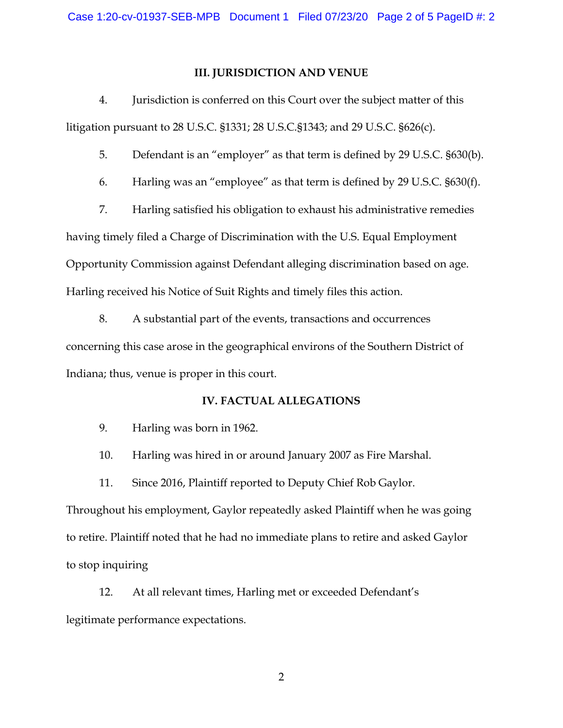## III. JURISDICTION AND VENUE

4. Jurisdiction is conferred on this Court over the subject matter of this litigation pursuant to 28 U.S.C. §1331; 28 U.S.C.§1343; and 29 U.S.C. §626(c).

5. Defendant is an "employer" as that term is defined by 29 U.S.C. §630(b).

6. Harling was an "employee" as that term is defined by 29 U.S.C. §630(f).

7. Harling satisfied his obligation to exhaust his administrative remedies having timely filed a Charge of Discrimination with the U.S. Equal Employment Opportunity Commission against Defendant alleging discrimination based on age. Harling received his Notice of Suit Rights and timely files this action.

8. A substantial part of the events, transactions and occurrences concerning this case arose in the geographical environs of the Southern District of Indiana; thus, venue is proper in this court.

## IV. FACTUAL ALLEGATIONS

9. Harling was born in 1962.

10. Harling was hired in or around January 2007 as Fire Marshal.

11. Since 2016, Plaintiff reported to Deputy Chief Rob Gaylor. Throughout his employment, Gaylor repeatedly asked Plaintiff when he was going to retire. Plaintiff noted that he had no immediate plans to retire and asked Gaylor to stop inquiring

12. At all relevant times, Harling met or exceeded Defendant's legitimate performance expectations.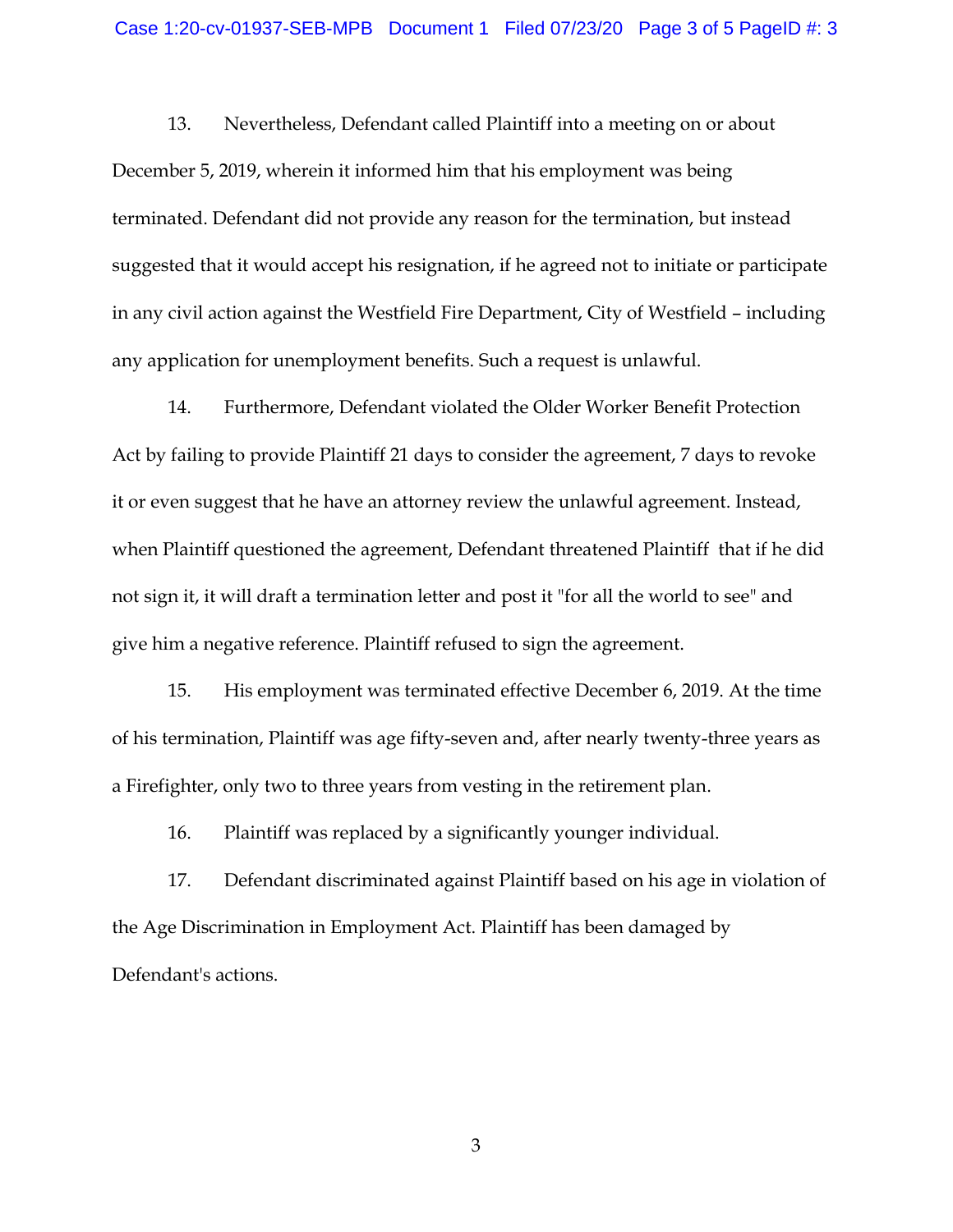13. Nevertheless, Defendant called Plaintiff into a meeting on or about December 5, 2019, wherein it informed him that his employment was being terminated. Defendant did not provide any reason for the termination, but instead suggested that it would accept his resignation, if he agreed not to initiate or participate in any civil action against the Westfield Fire Department, City of Westfield – including any application for unemployment benefits. Such a request is unlawful.

14. Furthermore, Defendant violated the Older Worker Benefit Protection Act by failing to provide Plaintiff 21 days to consider the agreement, 7 days to revoke it or even suggest that he have an attorney review the unlawful agreement. Instead, when Plaintiff questioned the agreement, Defendant threatened Plaintiff that if he did not sign it, it will draft a termination letter and post it "for all the world to see" and give him a negative reference. Plaintiff refused to sign the agreement.

15. His employment was terminated effective December 6, 2019. At the time of his termination, Plaintiff was age fifty-seven and, after nearly twenty-three years as a Firefighter, only two to three years from vesting in the retirement plan.

16. Plaintiff was replaced by a significantly younger individual.

17. Defendant discriminated against Plaintiff based on his age in violation of the Age Discrimination in Employment Act. Plaintiff has been damaged by Defendant's actions.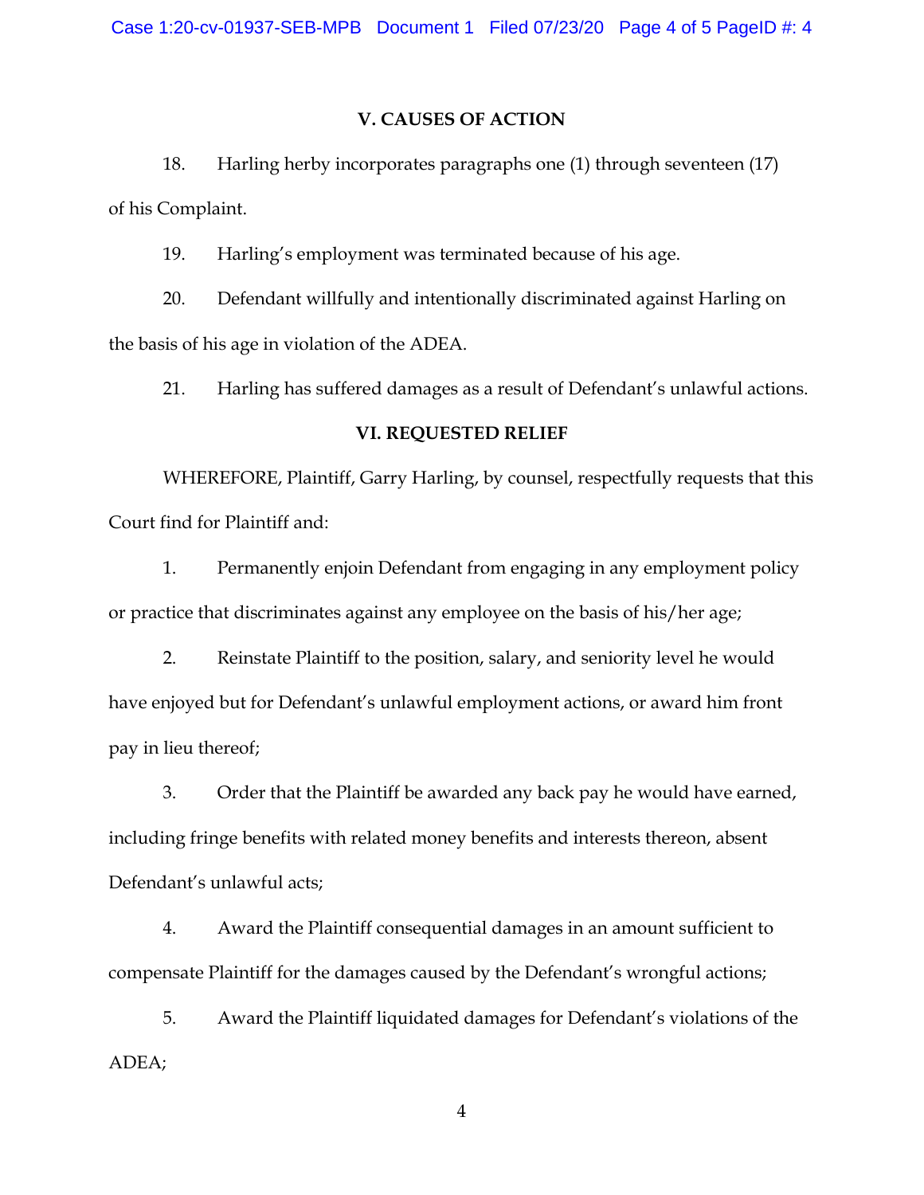## V. CAUSES OF ACTION

18. Harling herby incorporates paragraphs one (1) through seventeen (17) of his Complaint.

19. Harling's employment was terminated because of his age.

20. Defendant willfully and intentionally discriminated against Harling on the basis of his age in violation of the ADEA.

21. Harling has suffered damages as a result of Defendant's unlawful actions.

## VI. REQUESTED RELIEF

WHEREFORE, Plaintiff, Garry Harling, by counsel, respectfully requests that this Court find for Plaintiff and:

1. Permanently enjoin Defendant from engaging in any employment policy or practice that discriminates against any employee on the basis of his/her age;

2. Reinstate Plaintiff to the position, salary, and seniority level he would have enjoyed but for Defendant's unlawful employment actions, or award him front pay in lieu thereof;

3. Order that the Plaintiff be awarded any back pay he would have earned, including fringe benefits with related money benefits and interests thereon, absent Defendant's unlawful acts;

4. Award the Plaintiff consequential damages in an amount sufficient to compensate Plaintiff for the damages caused by the Defendant's wrongful actions;

5. Award the Plaintiff liquidated damages for Defendant's violations of the ADEA;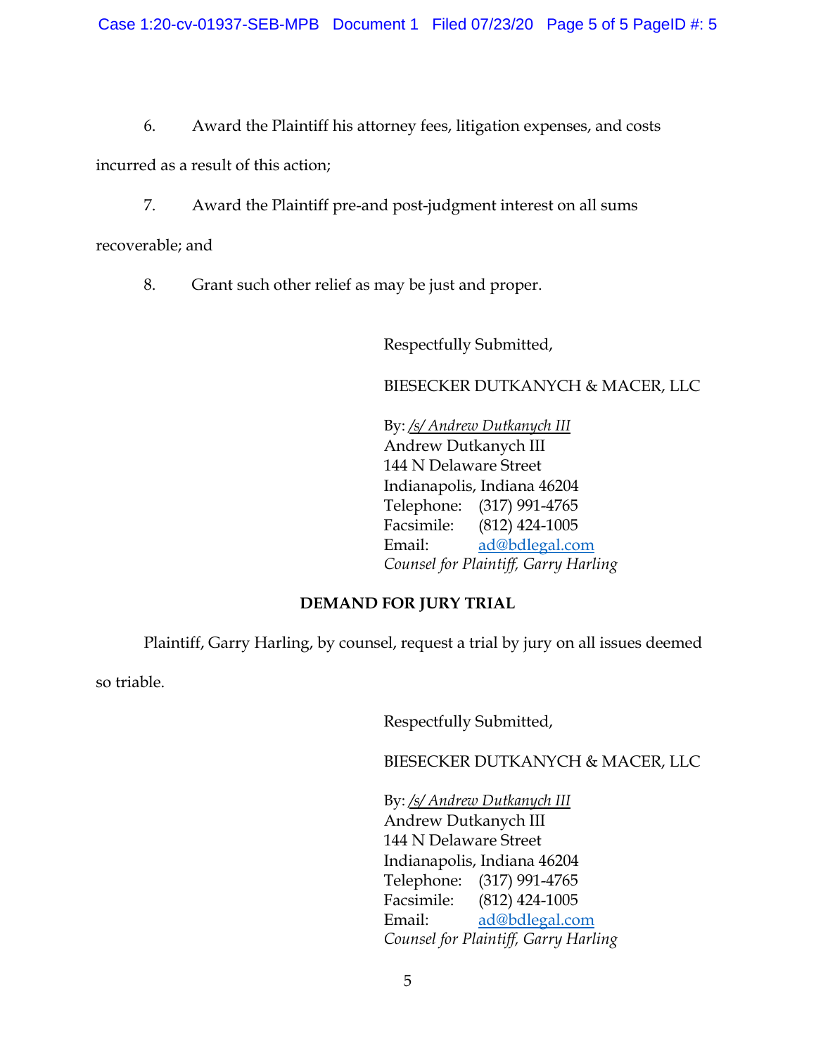6. Award the Plaintiff his attorney fees, litigation expenses, and costs incurred as a result of this action;

7. Award the Plaintiff pre-and post-judgment interest on all sums recoverable; and

8. Grant such other relief as may be just and proper.

Respectfully Submitted,

BIESECKER DUTKANYCH & MACER, LLC

By: */s/ Andrew Dutkanych III*
Andrew Dutkanych III
144 N Delaware Street
Indianapolis, Indiana 46204
Telephone: (317) 991-4765
Facsimile: (812) 424-1005
Email: ad@bdlegal.com
*Counsel for Plaintiff, Garry Harling*

**DEMAND FOR JURY TRIAL**

Plaintiff, Garry Harling, by counsel, request a trial by jury on all issues deemed so triable.

Respectfully Submitted,

BIESECKER DUTKANYCH & MACER, LLC

By: */s/ Andrew Dutkanych III*
Andrew Dutkanych III
144 N Delaware Street
Indianapolis, Indiana 46204
Telephone: (317) 991-4765
Facsimile: (812) 424-1005
Email: ad@bdlegal.com
*Counsel for Plaintiff, Garry Harling*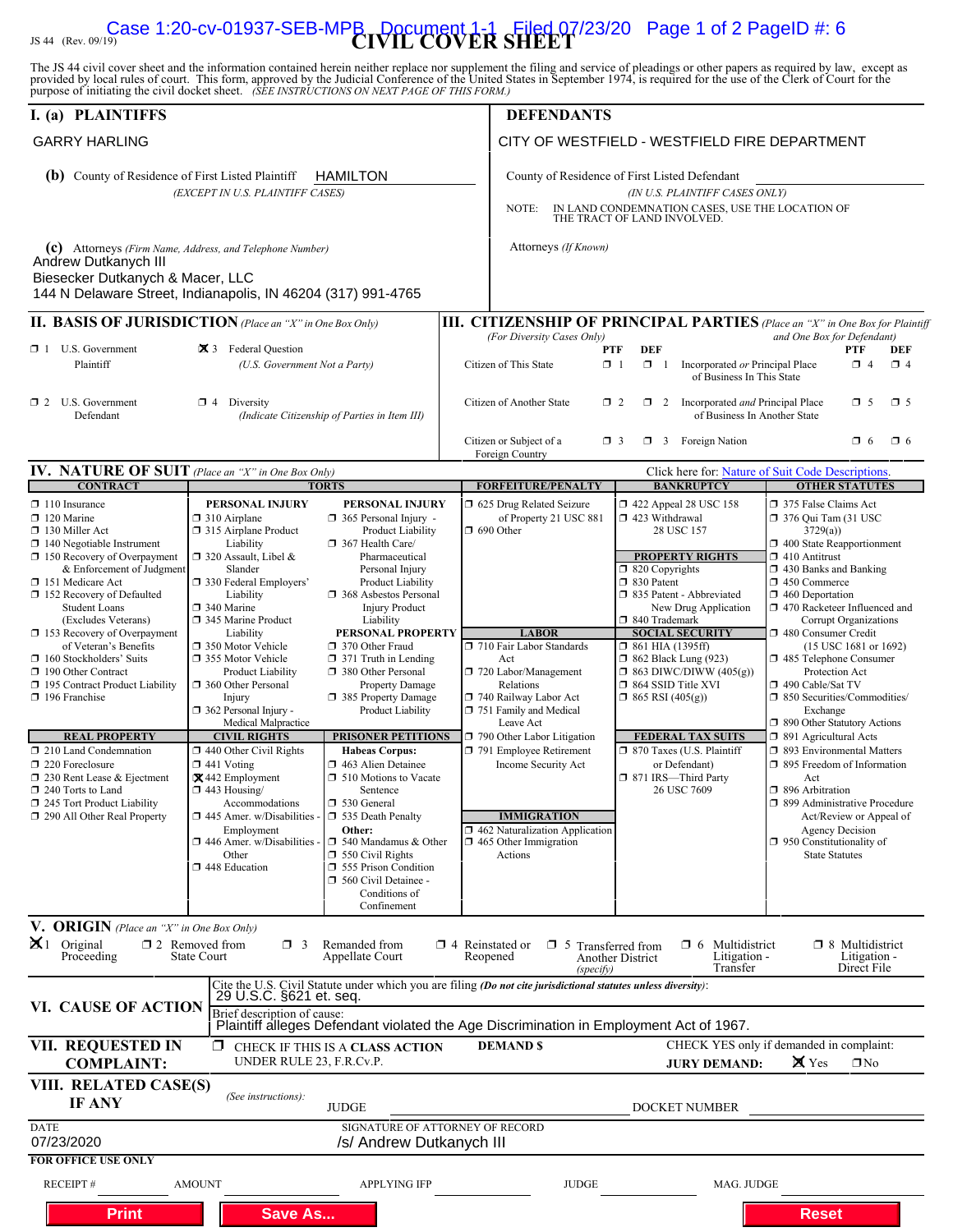JS 44 (Rev. 09/19)

# CIVIL COVER SHEET

The JS 44 civil cover sheet and the information contained herein neither replace nor supplement the filing and service of pleadings or other papers as required by law, except as provided by local rules of court. This form, approved by the Judicial Conference of the United States in September 1974, is required for the use of the Clerk of Court for the purpose of initiating the civil docket sheet. *(SEE INSTRUCTIONS ON NEXT PAGE OF THIS FORM.)*

## I. (a) PLAINTIFFS

GARRY HARLING

**(b)** County of Residence of First Listed Plaintiff HAMILTON
*(EXCEPT IN U.S. PLAINTIFF CASES)*

**(c)** Attorneys *(Firm Name, Address, and Telephone Number)*
Andrew Dutkanych III
Biesecker Dutkanych & Macer, LLC
144 N Delaware Street, Indianapolis, IN 46204 (317) 991-4765

## DEFENDANTS

CITY OF WESTFIELD - WESTFIELD FIRE DEPARTMENT

County of Residence of First Listed Defendant
*(IN U.S. PLAINTIFF CASES ONLY)*
NOTE: IN LAND CONDEMNATION CASES, USE THE LOCATION OF THE TRACT OF LAND INVOLVED.

Attorneys *(If Known)*

## II. BASIS OF JURISDICTION *(Place an "X" in One Box Only)*

- ☐ 1 U.S. Government Plaintiff
- ☒ 3 Federal Question (U.S. Government Not a Party)
- ☐ 2 U.S. Government Defendant
- ☐ 4 Diversity (Indicate Citizenship of Parties in Item III)

## III. CITIZENSHIP OF PRINCIPAL PARTIES *(Place an "X" in One Box for Plaintiff and One Box for Defendant)* *(For Diversity Cases Only)*

| | PTF | DEF | | PTF | DEF |
|---|---|---|---|---|---|
| Citizen of This State | ☐ 1 | ☐ 1 | Incorporated *or* Principal Place of Business In This State | ☐ 4 | ☐ 4 |
| Citizen of Another State | ☐ 2 | ☐ 2 | Incorporated *and* Principal Place of Business In Another State | ☐ 5 | ☐ 5 |
| Citizen or Subject of a Foreign Country | ☐ 3 | ☐ 3 | Foreign Nation | ☐ 6 | ☐ 6 |

## IV. NATURE OF SUIT *(Place an "X" in One Box Only)*

Click here for: Nature of Suit Code Descriptions.

**CONTRACT**
- ☐ 110 Insurance
- ☐ 120 Marine
- ☐ 130 Miller Act
- ☐ 140 Negotiable Instrument
- ☐ 150 Recovery of Overpayment & Enforcement of Judgment
- ☐ 151 Medicare Act
- ☐ 152 Recovery of Defaulted Student Loans (Excludes Veterans)
- ☐ 153 Recovery of Overpayment of Veteran's Benefits
- ☐ 160 Stockholders' Suits
- ☐ 190 Other Contract
- ☐ 195 Contract Product Liability
- ☐ 196 Franchise

**REAL PROPERTY**
- ☐ 210 Land Condemnation
- ☐ 220 Foreclosure
- ☐ 230 Rent Lease & Ejectment
- ☐ 240 Torts to Land
- ☐ 245 Tort Product Liability
- ☐ 290 All Other Real Property

**TORTS — PERSONAL INJURY**
- ☐ 310 Airplane
- ☐ 315 Airplane Product Liability
- ☐ 320 Assault, Libel & Slander
- ☐ 330 Federal Employers' Liability
- ☐ 340 Marine
- ☐ 345 Marine Product Liability
- ☐ 350 Motor Vehicle
- ☐ 355 Motor Vehicle Product Liability
- ☐ 360 Other Personal Injury
- ☐ 362 Personal Injury - Medical Malpractice

**TORTS — PERSONAL INJURY**
- ☐ 365 Personal Injury - Product Liability
- ☐ 367 Health Care/ Pharmaceutical Personal Injury Product Liability
- ☐ 368 Asbestos Personal Injury Product Liability

**PERSONAL PROPERTY**
- ☐ 370 Other Fraud
- ☐ 371 Truth in Lending
- ☐ 380 Other Personal Property Damage
- ☐ 385 Property Damage Product Liability

**CIVIL RIGHTS**
- ☐ 440 Other Civil Rights
- ☐ 441 Voting
- ☒ 442 Employment
- ☐ 443 Housing/ Accommodations
- ☐ 445 Amer. w/Disabilities - Employment
- ☐ 446 Amer. w/Disabilities - Other
- ☐ 448 Education

**PRISONER PETITIONS**
Habeas Corpus:
- ☐ 463 Alien Detainee
- ☐ 510 Motions to Vacate Sentence
- ☐ 530 General
- ☐ 535 Death Penalty

Other:
- ☐ 540 Mandamus & Other
- ☐ 550 Civil Rights
- ☐ 555 Prison Condition
- ☐ 560 Civil Detainee - Conditions of Confinement

**FORFEITURE/PENALTY**
- ☐ 625 Drug Related Seizure of Property 21 USC 881
- ☐ 690 Other

**LABOR**
- ☐ 710 Fair Labor Standards Act
- ☐ 720 Labor/Management Relations
- ☐ 740 Railway Labor Act
- ☐ 751 Family and Medical Leave Act
- ☐ 790 Other Labor Litigation
- ☐ 791 Employee Retirement Income Security Act

**IMMIGRATION**
- ☐ 462 Naturalization Application
- ☐ 465 Other Immigration Actions

**BANKRUPTCY**
- ☐ 422 Appeal 28 USC 158
- ☐ 423 Withdrawal 28 USC 157

**PROPERTY RIGHTS**
- ☐ 820 Copyrights
- ☐ 830 Patent
- ☐ 835 Patent - Abbreviated New Drug Application
- ☐ 840 Trademark

**SOCIAL SECURITY**
- ☐ 861 HIA (1395ff)
- ☐ 862 Black Lung (923)
- ☐ 863 DIWC/DIWW (405(g))
- ☐ 864 SSID Title XVI
- ☐ 865 RSI (405(g))

**FEDERAL TAX SUITS**
- ☐ 870 Taxes (U.S. Plaintiff or Defendant)
- ☐ 871 IRS—Third Party 26 USC 7609

**OTHER STATUTES**
- ☐ 375 False Claims Act
- ☐ 376 Qui Tam (31 USC 3729(a))
- ☐ 400 State Reapportionment
- ☐ 410 Antitrust
- ☐ 430 Banks and Banking
- ☐ 450 Commerce
- ☐ 460 Deportation
- ☐ 470 Racketeer Influenced and Corrupt Organizations
- ☐ 480 Consumer Credit (15 USC 1681 or 1692)
- ☐ 485 Telephone Consumer Protection Act
- ☐ 490 Cable/Sat TV
- ☐ 850 Securities/Commodities/ Exchange
- ☐ 890 Other Statutory Actions
- ☐ 891 Agricultural Acts
- ☐ 893 Environmental Matters
- ☐ 895 Freedom of Information Act
- ☐ 896 Arbitration
- ☐ 899 Administrative Procedure Act/Review or Appeal of Agency Decision
- ☐ 950 Constitutionality of State Statutes

## V. ORIGIN *(Place an "X" in One Box Only)*

- ☒ 1 Original Proceeding
- ☐ 2 Removed from State Court
- ☐ 3 Remanded from Appellate Court
- ☐ 4 Reinstated or Reopened
- ☐ 5 Transferred from Another District *(specify)*
- ☐ 6 Multidistrict Litigation - Transfer
- ☐ 8 Multidistrict Litigation - Direct File

## VI. CAUSE OF ACTION

Cite the U.S. Civil Statute under which you are filing *(Do not cite jurisdictional statutes unless diversity)*:
29 U.S.C. §621 et. seq.

Brief description of cause:
Plaintiff alleges Defendant violated the Age Discrimination in Employment Act of 1967.

## VII. REQUESTED IN COMPLAINT:

☐ CHECK IF THIS IS A CLASS ACTION UNDER RULE 23, F.R.Cv.P.

DEMAND $

CHECK YES only if demanded in complaint:
JURY DEMAND: ☒ Yes ☐ No

## VIII. RELATED CASE(S) IF ANY

*(See instructions):* JUDGE DOCKET NUMBER

DATE: 07/23/2020

SIGNATURE OF ATTORNEY OF RECORD: /s/ Andrew Dutkanych III

**FOR OFFICE USE ONLY**

RECEIPT # AMOUNT APPLYING IFP JUDGE MAG. JUDGE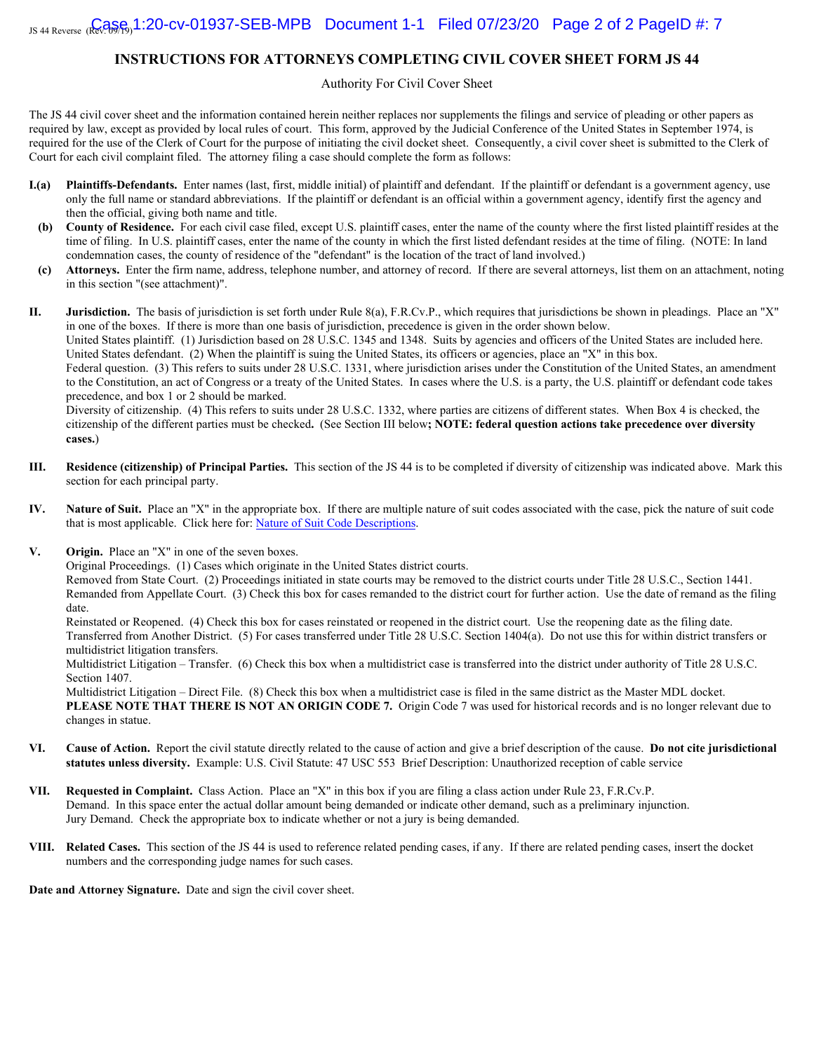# INSTRUCTIONS FOR ATTORNEYS COMPLETING CIVIL COVER SHEET FORM JS 44

Authority For Civil Cover Sheet

The JS 44 civil cover sheet and the information contained herein neither replaces nor supplements the filings and service of pleading or other papers as required by law, except as provided by local rules of court. This form, approved by the Judicial Conference of the United States in September 1974, is required for the use of the Clerk of Court for the purpose of initiating the civil docket sheet. Consequently, a civil cover sheet is submitted to the Clerk of Court for each civil complaint filed. The attorney filing a case should complete the form as follows:

**I.(a)** **Plaintiffs-Defendants.** Enter names (last, first, middle initial) of plaintiff and defendant. If the plaintiff or defendant is a government agency, use only the full name or standard abbreviations. If the plaintiff or defendant is an official within a government agency, identify first the agency and then the official, giving both name and title.

**(b)** **County of Residence.** For each civil case filed, except U.S. plaintiff cases, enter the name of the county where the first listed plaintiff resides at the time of filing. In U.S. plaintiff cases, enter the name of the county in which the first listed defendant resides at the time of filing. (NOTE: In land condemnation cases, the county of residence of the "defendant" is the location of the tract of land involved.)

**(c)** **Attorneys.** Enter the firm name, address, telephone number, and attorney of record. If there are several attorneys, list them on an attachment, noting in this section "(see attachment)".

**II.** **Jurisdiction.** The basis of jurisdiction is set forth under Rule 8(a), F.R.Cv.P., which requires that jurisdictions be shown in pleadings. Place an "X" in one of the boxes. If there is more than one basis of jurisdiction, precedence is given in the order shown below.
United States plaintiff. (1) Jurisdiction based on 28 U.S.C. 1345 and 1348. Suits by agencies and officers of the United States are included here.
United States defendant. (2) When the plaintiff is suing the United States, its officers or agencies, place an "X" in this box.
Federal question. (3) This refers to suits under 28 U.S.C. 1331, where jurisdiction arises under the Constitution of the United States, an amendment to the Constitution, an act of Congress or a treaty of the United States. In cases where the U.S. is a party, the U.S. plaintiff or defendant code takes precedence, and box 1 or 2 should be marked.
Diversity of citizenship. (4) This refers to suits under 28 U.S.C. 1332, where parties are citizens of different states. When Box 4 is checked, the citizenship of the different parties must be checked**.** (See Section III below**; NOTE: federal question actions take precedence over diversity cases.**)

**III.** **Residence (citizenship) of Principal Parties.** This section of the JS 44 is to be completed if diversity of citizenship was indicated above. Mark this section for each principal party.

**IV.** **Nature of Suit.** Place an "X" in the appropriate box. If there are multiple nature of suit codes associated with the case, pick the nature of suit code that is most applicable. Click here for: Nature of Suit Code Descriptions.

**V.** **Origin.** Place an "X" in one of the seven boxes.
Original Proceedings. (1) Cases which originate in the United States district courts.
Removed from State Court. (2) Proceedings initiated in state courts may be removed to the district courts under Title 28 U.S.C., Section 1441.
Remanded from Appellate Court. (3) Check this box for cases remanded to the district court for further action. Use the date of remand as the filing date.
Reinstated or Reopened. (4) Check this box for cases reinstated or reopened in the district court. Use the reopening date as the filing date.
Transferred from Another District. (5) For cases transferred under Title 28 U.S.C. Section 1404(a). Do not use this for within district transfers or multidistrict litigation transfers.
Multidistrict Litigation – Transfer. (6) Check this box when a multidistrict case is transferred into the district under authority of Title 28 U.S.C. Section 1407.
Multidistrict Litigation – Direct File. (8) Check this box when a multidistrict case is filed in the same district as the Master MDL docket.
**PLEASE NOTE THAT THERE IS NOT AN ORIGIN CODE 7.** Origin Code 7 was used for historical records and is no longer relevant due to changes in statue.

**VI.** **Cause of Action.** Report the civil statute directly related to the cause of action and give a brief description of the cause. **Do not cite jurisdictional statutes unless diversity.** Example: U.S. Civil Statute: 47 USC 553 Brief Description: Unauthorized reception of cable service

**VII.** **Requested in Complaint.** Class Action. Place an "X" in this box if you are filing a class action under Rule 23, F.R.Cv.P.
Demand. In this space enter the actual dollar amount being demanded or indicate other demand, such as a preliminary injunction.
Jury Demand. Check the appropriate box to indicate whether or not a jury is being demanded.

**VIII.** **Related Cases.** This section of the JS 44 is used to reference related pending cases, if any. If there are related pending cases, insert the docket numbers and the corresponding judge names for such cases.

**Date and Attorney Signature.** Date and sign the civil cover sheet.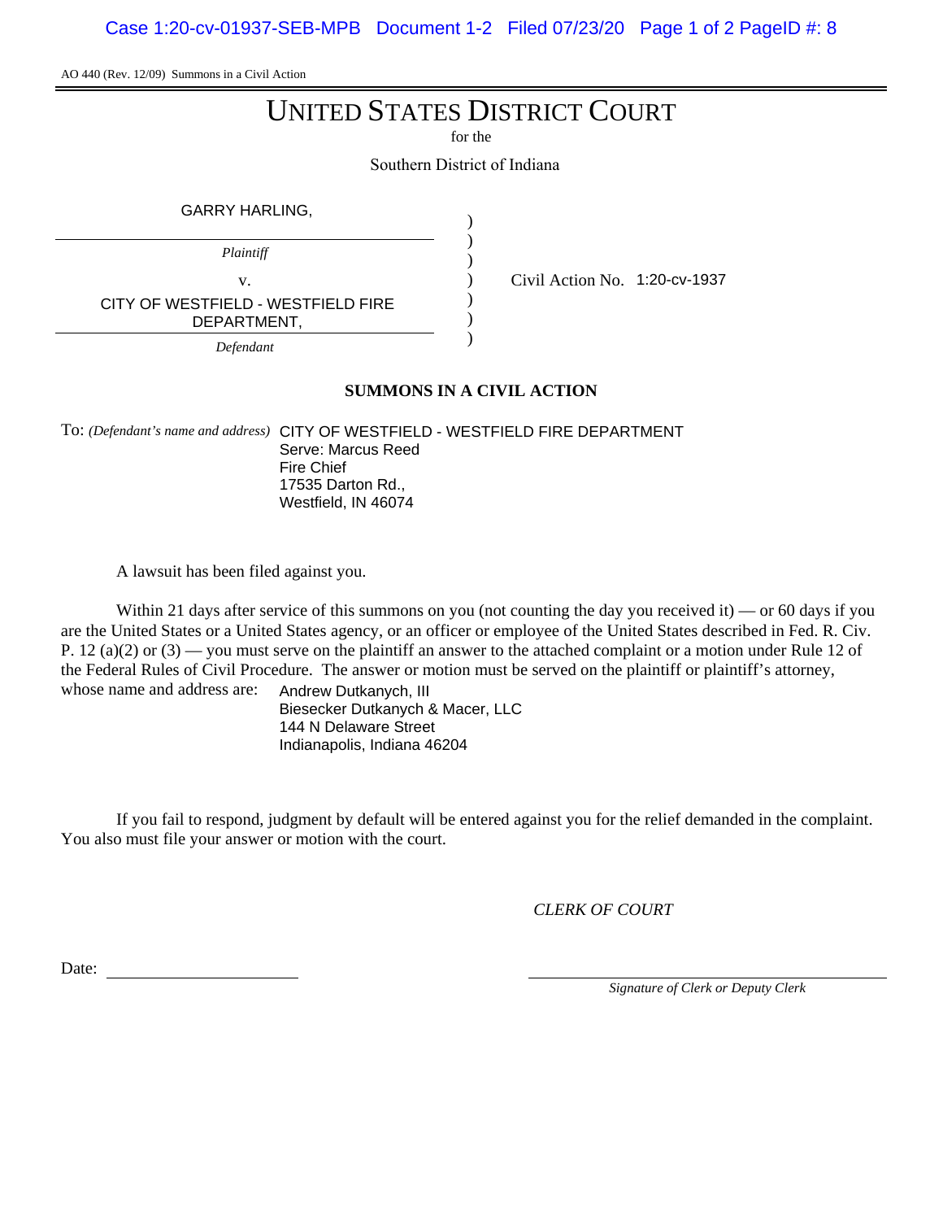AO 440 (Rev. 12/09) Summons in a Civil Action

# UNITED STATES DISTRICT COURT

for the

Southern District of Indiana

GARRY HARLING,

*Plaintiff*

v.

CITY OF WESTFIELD - WESTFIELD FIRE DEPARTMENT,

*Defendant*

Civil Action No. 1:20-cv-1937

**SUMMONS IN A CIVIL ACTION**

To: *(Defendant's name and address)* CITY OF WESTFIELD - WESTFIELD FIRE DEPARTMENT
Serve: Marcus Reed
Fire Chief
17535 Darton Rd.,
Westfield, IN 46074

A lawsuit has been filed against you.

Within 21 days after service of this summons on you (not counting the day you received it) — or 60 days if you are the United States or a United States agency, or an officer or employee of the United States described in Fed. R. Civ. P. 12 (a)(2) or (3) — you must serve on the plaintiff an answer to the attached complaint or a motion under Rule 12 of the Federal Rules of Civil Procedure. The answer or motion must be served on the plaintiff or plaintiff's attorney, whose name and address are:

Andrew Dutkanych, III
Biesecker Dutkanych & Macer, LLC
144 N Delaware Street
Indianapolis, Indiana 46204

If you fail to respond, judgment by default will be entered against you for the relief demanded in the complaint. You also must file your answer or motion with the court.

*CLERK OF COURT*

Date: ____________________

____________________
*Signature of Clerk or Deputy Clerk*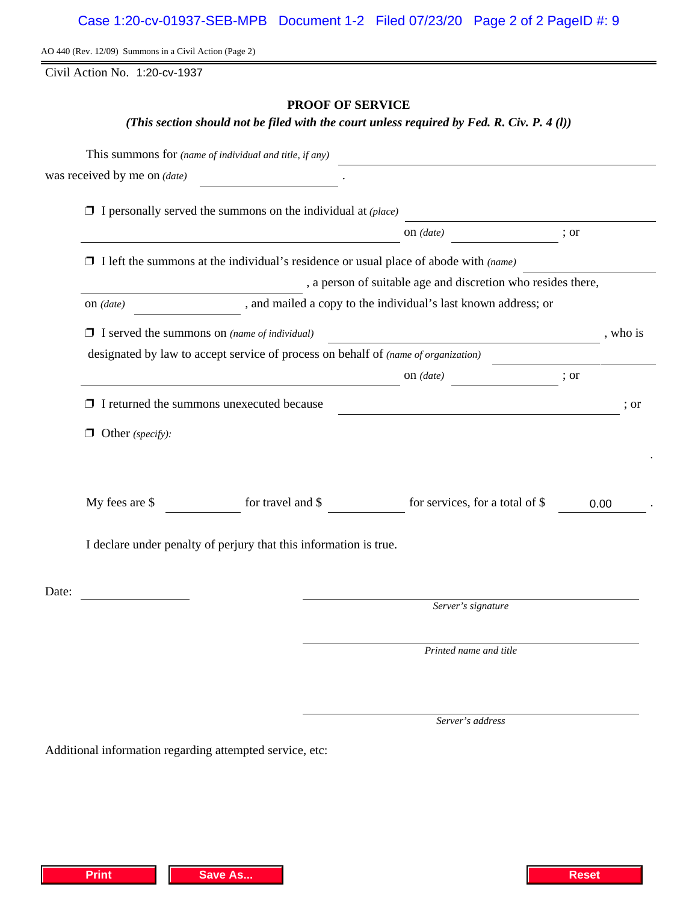AO 440 (Rev. 12/09) Summons in a Civil Action (Page 2)

Civil Action No. 1:20-cv-1937

## PROOF OF SERVICE

***(This section should not be filed with the court unless required by Fed. R. Civ. P. 4 (l))***

This summons for *(name of individual and title, if any)* ______________________________
was received by me on *(date)* ____________________ .

❒ I personally served the summons on the individual at *(place)* ______________________________
______________________________ on *(date)* ____________ ; or

❒ I left the summons at the individual's residence or usual place of abode with *(name)* ____________
______________________________ , a person of suitable age and discretion who resides there,
on *(date)* ____________ , and mailed a copy to the individual's last known address; or

❒ I served the summons on *(name of individual)* ______________________________ , who is
designated by law to accept service of process on behalf of *(name of organization)* ____________
______________________________ on *(date)* ____________ ; or

❒ I returned the summons unexecuted because ______________________________ ; or

❒ Other *(specify)*:

.

My fees are $ __________ for travel and $ __________ for services, for a total of $ 0.00 .

I declare under penalty of perjury that this information is true.

Date: ____________________

______________________________
*Server's signature*

______________________________
*Printed name and title*

______________________________
*Server's address*

Additional information regarding attempted service, etc:

Print | Save As... | Reset